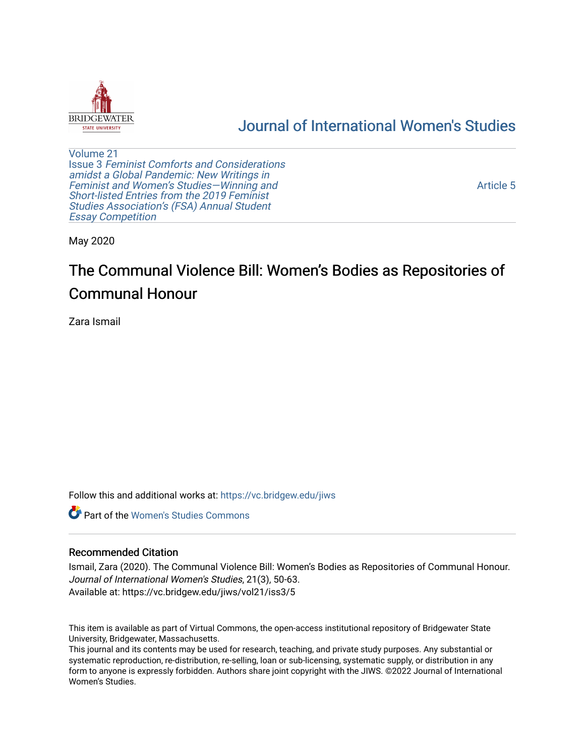Journal of International Women's Studies

Volume 21
Issue 3 *Feminist Comforts and Considerations amidst a Global Pandemic: New Writings in Feminist and Women's Studies—Winning and Short-listed Entries from the 2019 Feminist Studies Association's (FSA) Annual Student Essay Competition*

Article 5

May 2020

# The Communal Violence Bill: Women's Bodies as Repositories of Communal Honour

Zara Ismail

Follow this and additional works at: https://vc.bridgew.edu/jiws

Part of the Women's Studies Commons

## Recommended Citation

Ismail, Zara (2020). The Communal Violence Bill: Women's Bodies as Repositories of Communal Honour. *Journal of International Women's Studies*, 21(3), 50-63.
Available at: https://vc.bridgew.edu/jiws/vol21/iss3/5

This item is available as part of Virtual Commons, the open-access institutional repository of Bridgewater State University, Bridgewater, Massachusetts.
This journal and its contents may be used for research, teaching, and private study purposes. Any substantial or systematic reproduction, re-distribution, re-selling, loan or sub-licensing, systematic supply, or distribution in any form to anyone is expressly forbidden. Authors share joint copyright with the JIWS. ©2022 Journal of International Women's Studies.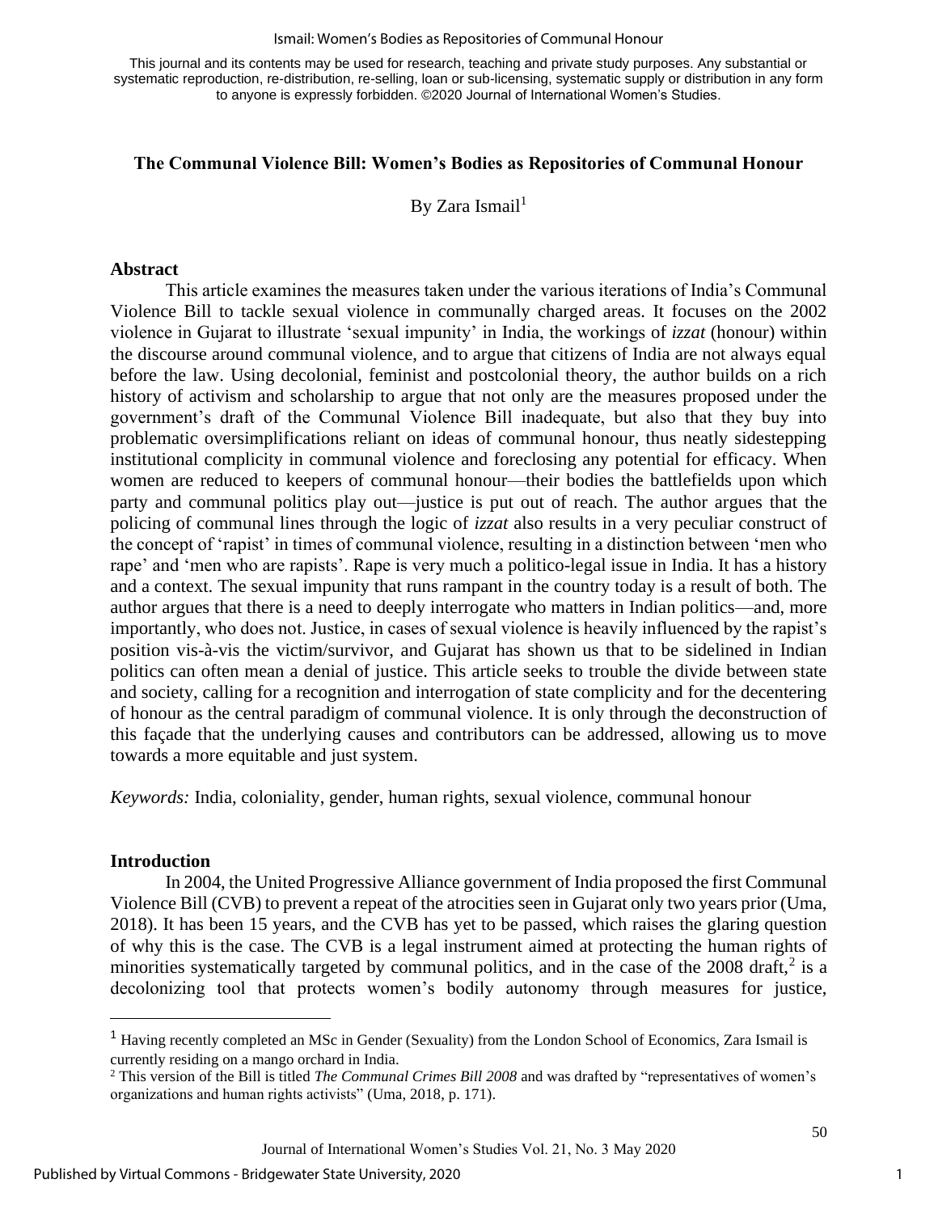This journal and its contents may be used for research, teaching and private study purposes. Any substantial or systematic reproduction, re-distribution, re-selling, loan or sub-licensing, systematic supply or distribution in any form to anyone is expressly forbidden. ©2020 Journal of International Women's Studies.

## The Communal Violence Bill: Women's Bodies as Repositories of Communal Honour

By Zara Ismail[1]

### Abstract

This article examines the measures taken under the various iterations of India's Communal Violence Bill to tackle sexual violence in communally charged areas. It focuses on the 2002 violence in Gujarat to illustrate 'sexual impunity' in India, the workings of *izzat* (honour) within the discourse around communal violence, and to argue that citizens of India are not always equal before the law. Using decolonial, feminist and postcolonial theory, the author builds on a rich history of activism and scholarship to argue that not only are the measures proposed under the government's draft of the Communal Violence Bill inadequate, but also that they buy into problematic oversimplifications reliant on ideas of communal honour, thus neatly sidestepping institutional complicity in communal violence and foreclosing any potential for efficacy. When women are reduced to keepers of communal honour—their bodies the battlefields upon which party and communal politics play out—justice is put out of reach. The author argues that the policing of communal lines through the logic of *izzat* also results in a very peculiar construct of the concept of 'rapist' in times of communal violence, resulting in a distinction between 'men who rape' and 'men who are rapists'. Rape is very much a politico-legal issue in India. It has a history and a context. The sexual impunity that runs rampant in the country today is a result of both. The author argues that there is a need to deeply interrogate who matters in Indian politics—and, more importantly, who does not. Justice, in cases of sexual violence is heavily influenced by the rapist's position vis-à-vis the victim/survivor, and Gujarat has shown us that to be sidelined in Indian politics can often mean a denial of justice. This article seeks to trouble the divide between state and society, calling for a recognition and interrogation of state complicity and for the decentering of honour as the central paradigm of communal violence. It is only through the deconstruction of this façade that the underlying causes and contributors can be addressed, allowing us to move towards a more equitable and just system.

*Keywords:* India, coloniality, gender, human rights, sexual violence, communal honour

### Introduction

In 2004, the United Progressive Alliance government of India proposed the first Communal Violence Bill (CVB) to prevent a repeat of the atrocities seen in Gujarat only two years prior (Uma, 2018). It has been 15 years, and the CVB has yet to be passed, which raises the glaring question of why this is the case. The CVB is a legal instrument aimed at protecting the human rights of minorities systematically targeted by communal politics, and in the case of the 2008 draft,[2] is a decolonizing tool that protects women's bodily autonomy through measures for justice,

---

[1] Having recently completed an MSc in Gender (Sexuality) from the London School of Economics, Zara Ismail is currently residing on a mango orchard in India.

[2] This version of the Bill is titled *The Communal Crimes Bill 2008* and was drafted by "representatives of women's organizations and human rights activists" (Uma, 2018, p. 171).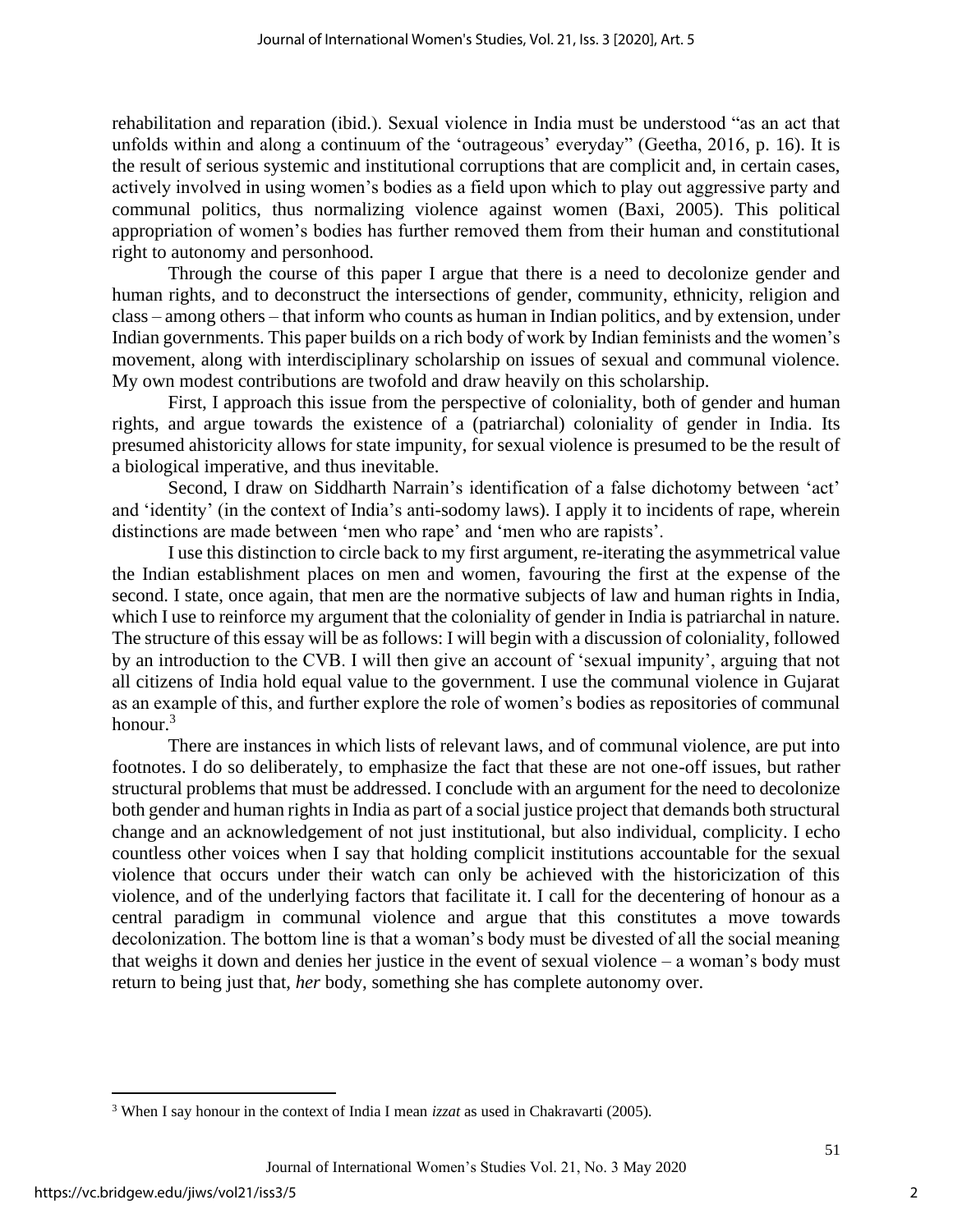rehabilitation and reparation (ibid.). Sexual violence in India must be understood "as an act that unfolds within and along a continuum of the 'outrageous' everyday" (Geetha, 2016, p. 16). It is the result of serious systemic and institutional corruptions that are complicit and, in certain cases, actively involved in using women's bodies as a field upon which to play out aggressive party and communal politics, thus normalizing violence against women (Baxi, 2005). This political appropriation of women's bodies has further removed them from their human and constitutional right to autonomy and personhood.

Through the course of this paper I argue that there is a need to decolonize gender and human rights, and to deconstruct the intersections of gender, community, ethnicity, religion and class – among others – that inform who counts as human in Indian politics, and by extension, under Indian governments. This paper builds on a rich body of work by Indian feminists and the women's movement, along with interdisciplinary scholarship on issues of sexual and communal violence. My own modest contributions are twofold and draw heavily on this scholarship.

First, I approach this issue from the perspective of coloniality, both of gender and human rights, and argue towards the existence of a (patriarchal) coloniality of gender in India. Its presumed ahistoricity allows for state impunity, for sexual violence is presumed to be the result of a biological imperative, and thus inevitable.

Second, I draw on Siddharth Narrain's identification of a false dichotomy between 'act' and 'identity' (in the context of India's anti-sodomy laws). I apply it to incidents of rape, wherein distinctions are made between 'men who rape' and 'men who are rapists'.

I use this distinction to circle back to my first argument, re-iterating the asymmetrical value the Indian establishment places on men and women, favouring the first at the expense of the second. I state, once again, that men are the normative subjects of law and human rights in India, which I use to reinforce my argument that the coloniality of gender in India is patriarchal in nature. The structure of this essay will be as follows: I will begin with a discussion of coloniality, followed by an introduction to the CVB. I will then give an account of 'sexual impunity', arguing that not all citizens of India hold equal value to the government. I use the communal violence in Gujarat as an example of this, and further explore the role of women's bodies as repositories of communal honour.[3]

There are instances in which lists of relevant laws, and of communal violence, are put into footnotes. I do so deliberately, to emphasize the fact that these are not one-off issues, but rather structural problems that must be addressed. I conclude with an argument for the need to decolonize both gender and human rights in India as part of a social justice project that demands both structural change and an acknowledgement of not just institutional, but also individual, complicity. I echo countless other voices when I say that holding complicit institutions accountable for the sexual violence that occurs under their watch can only be achieved with the historicization of this violence, and of the underlying factors that facilitate it. I call for the decentering of honour as a central paradigm in communal violence and argue that this constitutes a move towards decolonization. The bottom line is that a woman's body must be divested of all the social meaning that weighs it down and denies her justice in the event of sexual violence – a woman's body must return to being just that, *her* body, something she has complete autonomy over.

[3] When I say honour in the context of India I mean *izzat* as used in Chakravarti (2005).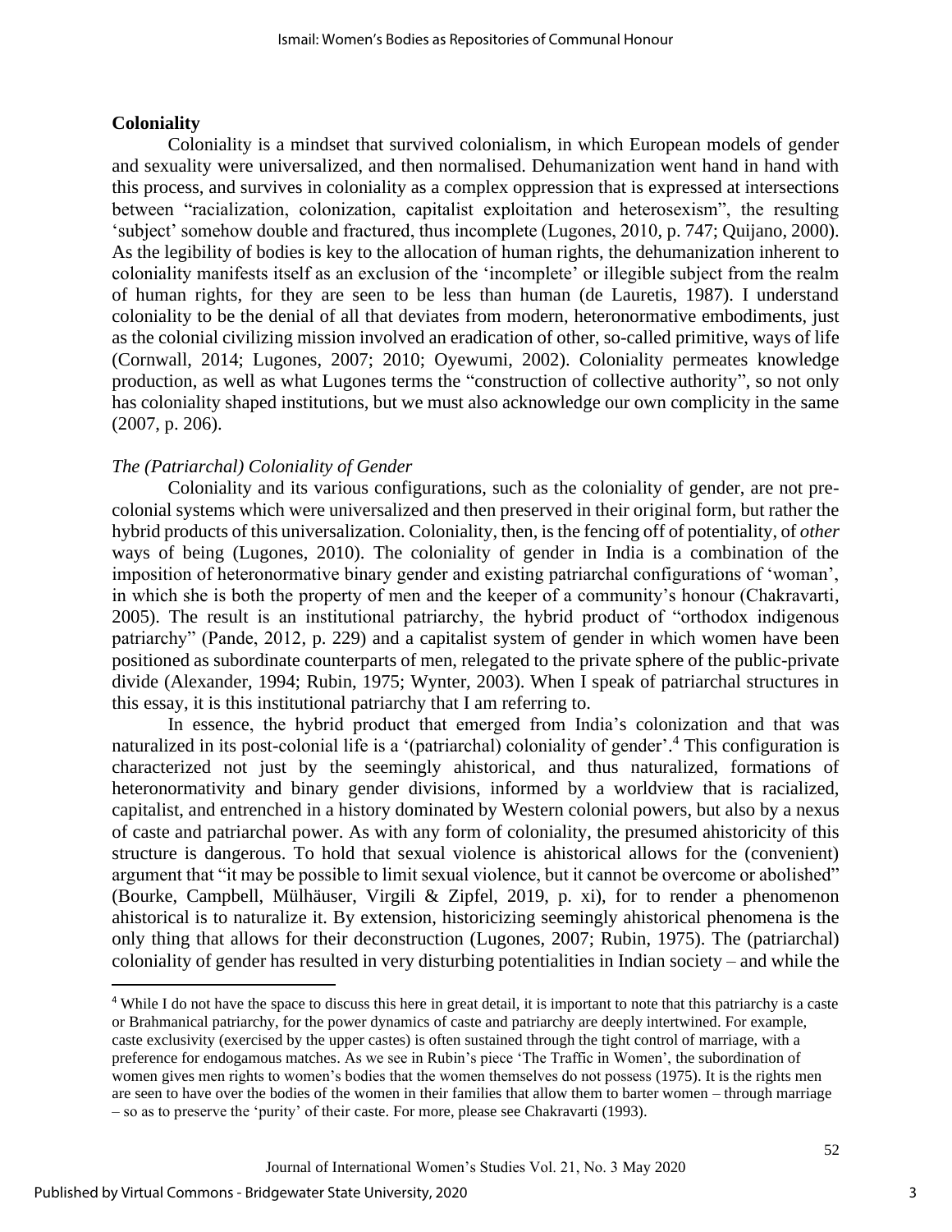## Coloniality

Coloniality is a mindset that survived colonialism, in which European models of gender and sexuality were universalized, and then normalised. Dehumanization went hand in hand with this process, and survives in coloniality as a complex oppression that is expressed at intersections between "racialization, colonization, capitalist exploitation and heterosexism", the resulting 'subject' somehow double and fractured, thus incomplete (Lugones, 2010, p. 747; Quijano, 2000). As the legibility of bodies is key to the allocation of human rights, the dehumanization inherent to coloniality manifests itself as an exclusion of the 'incomplete' or illegible subject from the realm of human rights, for they are seen to be less than human (de Lauretis, 1987). I understand coloniality to be the denial of all that deviates from modern, heteronormative embodiments, just as the colonial civilizing mission involved an eradication of other, so-called primitive, ways of life (Cornwall, 2014; Lugones, 2007; 2010; Oyewumi, 2002). Coloniality permeates knowledge production, as well as what Lugones terms the "construction of collective authority", so not only has coloniality shaped institutions, but we must also acknowledge our own complicity in the same (2007, p. 206).

### *The (Patriarchal) Coloniality of Gender*

Coloniality and its various configurations, such as the coloniality of gender, are not pre-colonial systems which were universalized and then preserved in their original form, but rather the hybrid products of this universalization. Coloniality, then, is the fencing off of potentiality, of *other* ways of being (Lugones, 2010). The coloniality of gender in India is a combination of the imposition of heteronormative binary gender and existing patriarchal configurations of 'woman', in which she is both the property of men and the keeper of a community's honour (Chakravarti, 2005). The result is an institutional patriarchy, the hybrid product of "orthodox indigenous patriarchy" (Pande, 2012, p. 229) and a capitalist system of gender in which women have been positioned as subordinate counterparts of men, relegated to the private sphere of the public-private divide (Alexander, 1994; Rubin, 1975; Wynter, 2003). When I speak of patriarchal structures in this essay, it is this institutional patriarchy that I am referring to.

In essence, the hybrid product that emerged from India's colonization and that was naturalized in its post-colonial life is a '(patriarchal) coloniality of gender'.[4] This configuration is characterized not just by the seemingly ahistorical, and thus naturalized, formations of heteronormativity and binary gender divisions, informed by a worldview that is racialized, capitalist, and entrenched in a history dominated by Western colonial powers, but also by a nexus of caste and patriarchal power. As with any form of coloniality, the presumed ahistoricity of this structure is dangerous. To hold that sexual violence is ahistorical allows for the (convenient) argument that "it may be possible to limit sexual violence, but it cannot be overcome or abolished" (Bourke, Campbell, Mülhäuser, Virgili & Zipfel, 2019, p. xi), for to render a phenomenon ahistorical is to naturalize it. By extension, historicizing seemingly ahistorical phenomena is the only thing that allows for their deconstruction (Lugones, 2007; Rubin, 1975). The (patriarchal) coloniality of gender has resulted in very disturbing potentialities in Indian society – and while the

[4] While I do not have the space to discuss this here in great detail, it is important to note that this patriarchy is a caste or Brahmanical patriarchy, for the power dynamics of caste and patriarchy are deeply intertwined. For example, caste exclusivity (exercised by the upper castes) is often sustained through the tight control of marriage, with a preference for endogamous matches. As we see in Rubin's piece 'The Traffic in Women', the subordination of women gives men rights to women's bodies that the women themselves do not possess (1975). It is the rights men are seen to have over the bodies of the women in their families that allow them to barter women – through marriage – so as to preserve the 'purity' of their caste. For more, please see Chakravarti (1993).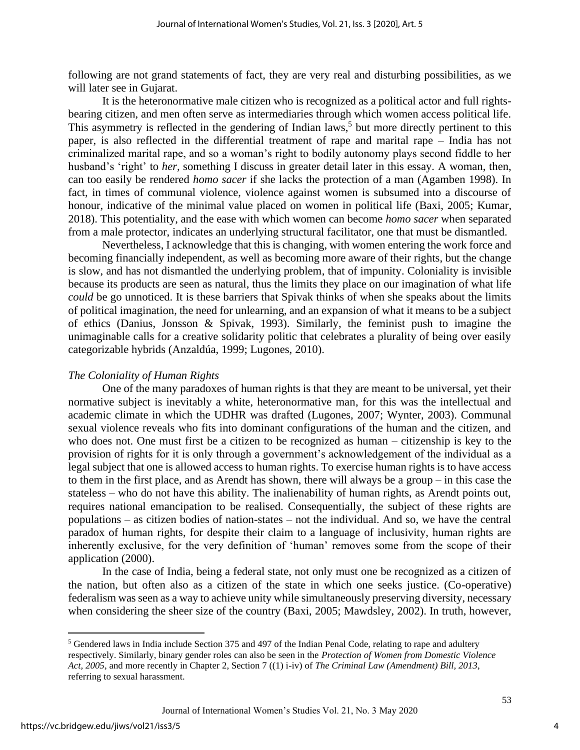following are not grand statements of fact, they are very real and disturbing possibilities, as we will later see in Gujarat.

It is the heteronormative male citizen who is recognized as a political actor and full rights-bearing citizen, and men often serve as intermediaries through which women access political life. This asymmetry is reflected in the gendering of Indian laws,[5] but more directly pertinent to this paper, is also reflected in the differential treatment of rape and marital rape – India has not criminalized marital rape, and so a woman's right to bodily autonomy plays second fiddle to her husband's 'right' to *her,* something I discuss in greater detail later in this essay. A woman, then, can too easily be rendered *homo sacer* if she lacks the protection of a man (Agamben 1998). In fact, in times of communal violence, violence against women is subsumed into a discourse of honour, indicative of the minimal value placed on women in political life (Baxi, 2005; Kumar, 2018). This potentiality, and the ease with which women can become *homo sacer* when separated from a male protector, indicates an underlying structural facilitator, one that must be dismantled.

Nevertheless, I acknowledge that this is changing, with women entering the work force and becoming financially independent, as well as becoming more aware of their rights, but the change is slow, and has not dismantled the underlying problem, that of impunity. Coloniality is invisible because its products are seen as natural, thus the limits they place on our imagination of what life *could* be go unnoticed. It is these barriers that Spivak thinks of when she speaks about the limits of political imagination, the need for unlearning, and an expansion of what it means to be a subject of ethics (Danius, Jonsson & Spivak, 1993). Similarly, the feminist push to imagine the unimaginable calls for a creative solidarity politic that celebrates a plurality of being over easily categorizable hybrids (Anzaldúa, 1999; Lugones, 2010).

### *The Coloniality of Human Rights*

One of the many paradoxes of human rights is that they are meant to be universal, yet their normative subject is inevitably a white, heteronormative man, for this was the intellectual and academic climate in which the UDHR was drafted (Lugones, 2007; Wynter, 2003). Communal sexual violence reveals who fits into dominant configurations of the human and the citizen, and who does not. One must first be a citizen to be recognized as human – citizenship is key to the provision of rights for it is only through a government's acknowledgement of the individual as a legal subject that one is allowed access to human rights. To exercise human rights is to have access to them in the first place, and as Arendt has shown, there will always be a group – in this case the stateless – who do not have this ability. The inalienability of human rights, as Arendt points out, requires national emancipation to be realised. Consequentially, the subject of these rights are populations – as citizen bodies of nation-states – not the individual. And so, we have the central paradox of human rights, for despite their claim to a language of inclusivity, human rights are inherently exclusive, for the very definition of 'human' removes some from the scope of their application (2000).

In the case of India, being a federal state, not only must one be recognized as a citizen of the nation, but often also as a citizen of the state in which one seeks justice. (Co-operative) federalism was seen as a way to achieve unity while simultaneously preserving diversity, necessary when considering the sheer size of the country (Baxi, 2005; Mawdsley, 2002). In truth, however,

[5] Gendered laws in India include Section 375 and 497 of the Indian Penal Code, relating to rape and adultery respectively. Similarly, binary gender roles can also be seen in the *Protection of Women from Domestic Violence Act, 2005*, and more recently in Chapter 2, Section 7 ((1) i-iv) of *The Criminal Law (Amendment) Bill, 2013*, referring to sexual harassment.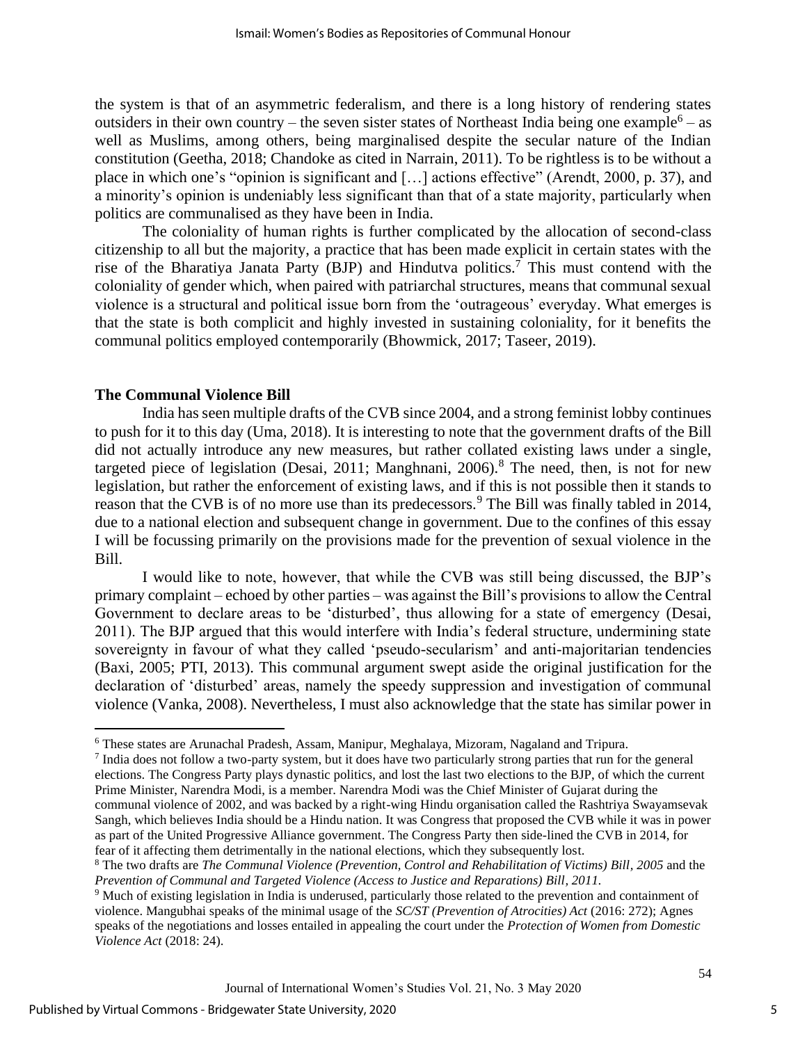the system is that of an asymmetric federalism, and there is a long history of rendering states outsiders in their own country – the seven sister states of Northeast India being one example[6] – as well as Muslims, among others, being marginalised despite the secular nature of the Indian constitution (Geetha, 2018; Chandoke as cited in Narrain, 2011). To be rightless is to be without a place in which one's "opinion is significant and […] actions effective" (Arendt, 2000, p. 37), and a minority's opinion is undeniably less significant than that of a state majority, particularly when politics are communalised as they have been in India.

The coloniality of human rights is further complicated by the allocation of second-class citizenship to all but the majority, a practice that has been made explicit in certain states with the rise of the Bharatiya Janata Party (BJP) and Hindutva politics.[7] This must contend with the coloniality of gender which, when paired with patriarchal structures, means that communal sexual violence is a structural and political issue born from the 'outrageous' everyday. What emerges is that the state is both complicit and highly invested in sustaining coloniality, for it benefits the communal politics employed contemporarily (Bhowmick, 2017; Taseer, 2019).

**The Communal Violence Bill**

India has seen multiple drafts of the CVB since 2004, and a strong feminist lobby continues to push for it to this day (Uma, 2018). It is interesting to note that the government drafts of the Bill did not actually introduce any new measures, but rather collated existing laws under a single, targeted piece of legislation (Desai, 2011; Manghnani, 2006).[8] The need, then, is not for new legislation, but rather the enforcement of existing laws, and if this is not possible then it stands to reason that the CVB is of no more use than its predecessors.[9] The Bill was finally tabled in 2014, due to a national election and subsequent change in government. Due to the confines of this essay I will be focussing primarily on the provisions made for the prevention of sexual violence in the Bill.

I would like to note, however, that while the CVB was still being discussed, the BJP's primary complaint – echoed by other parties – was against the Bill's provisions to allow the Central Government to declare areas to be 'disturbed', thus allowing for a state of emergency (Desai, 2011). The BJP argued that this would interfere with India's federal structure, undermining state sovereignty in favour of what they called 'pseudo-secularism' and anti-majoritarian tendencies (Baxi, 2005; PTI, 2013). This communal argument swept aside the original justification for the declaration of 'disturbed' areas, namely the speedy suppression and investigation of communal violence (Vanka, 2008). Nevertheless, I must also acknowledge that the state has similar power in

---

[6] These states are Arunachal Pradesh, Assam, Manipur, Meghalaya, Mizoram, Nagaland and Tripura.

[7] India does not follow a two-party system, but it does have two particularly strong parties that run for the general elections. The Congress Party plays dynastic politics, and lost the last two elections to the BJP, of which the current Prime Minister, Narendra Modi, is a member. Narendra Modi was the Chief Minister of Gujarat during the communal violence of 2002, and was backed by a right-wing Hindu organisation called the Rashtriya Swayamsevak Sangh, which believes India should be a Hindu nation. It was Congress that proposed the CVB while it was in power as part of the United Progressive Alliance government. The Congress Party then side-lined the CVB in 2014, for fear of it affecting them detrimentally in the national elections, which they subsequently lost.

[8] The two drafts are *The Communal Violence (Prevention, Control and Rehabilitation of Victims) Bill, 2005* and the *Prevention of Communal and Targeted Violence (Access to Justice and Reparations) Bill, 2011.*

[9] Much of existing legislation in India is underused, particularly those related to the prevention and containment of violence. Mangubhai speaks of the minimal usage of the *SC/ST (Prevention of Atrocities) Act* (2016: 272); Agnes speaks of the negotiations and losses entailed in appealing the court under the *Protection of Women from Domestic Violence Act* (2018: 24).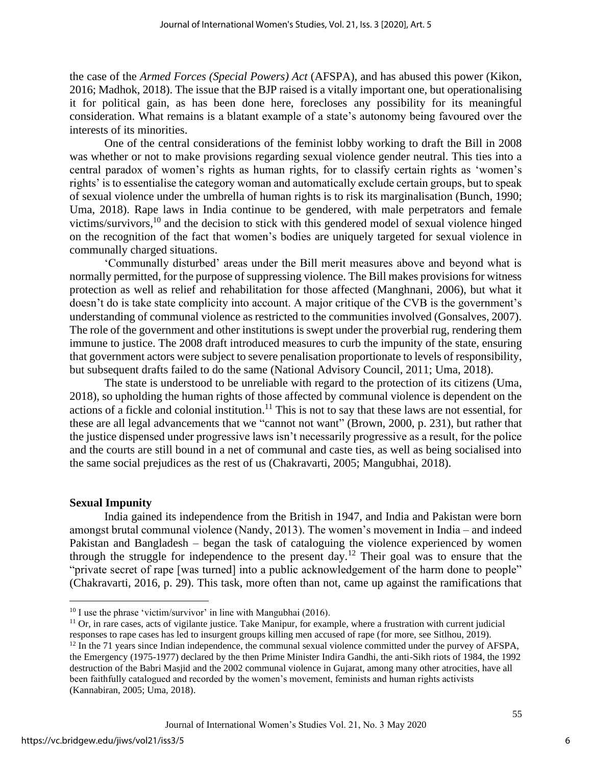the case of the *Armed Forces (Special Powers) Act* (AFSPA), and has abused this power (Kikon, 2016; Madhok, 2018). The issue that the BJP raised is a vitally important one, but operationalising it for political gain, as has been done here, forecloses any possibility for its meaningful consideration. What remains is a blatant example of a state's autonomy being favoured over the interests of its minorities.

One of the central considerations of the feminist lobby working to draft the Bill in 2008 was whether or not to make provisions regarding sexual violence gender neutral. This ties into a central paradox of women's rights as human rights, for to classify certain rights as 'women's rights' is to essentialise the category woman and automatically exclude certain groups, but to speak of sexual violence under the umbrella of human rights is to risk its marginalisation (Bunch, 1990; Uma, 2018). Rape laws in India continue to be gendered, with male perpetrators and female victims/survivors,[10] and the decision to stick with this gendered model of sexual violence hinged on the recognition of the fact that women's bodies are uniquely targeted for sexual violence in communally charged situations.

'Communally disturbed' areas under the Bill merit measures above and beyond what is normally permitted, for the purpose of suppressing violence. The Bill makes provisions for witness protection as well as relief and rehabilitation for those affected (Manghnani, 2006), but what it doesn't do is take state complicity into account. A major critique of the CVB is the government's understanding of communal violence as restricted to the communities involved (Gonsalves, 2007). The role of the government and other institutions is swept under the proverbial rug, rendering them immune to justice. The 2008 draft introduced measures to curb the impunity of the state, ensuring that government actors were subject to severe penalisation proportionate to levels of responsibility, but subsequent drafts failed to do the same (National Advisory Council, 2011; Uma, 2018).

The state is understood to be unreliable with regard to the protection of its citizens (Uma, 2018), so upholding the human rights of those affected by communal violence is dependent on the actions of a fickle and colonial institution.[11] This is not to say that these laws are not essential, for these are all legal advancements that we "cannot not want" (Brown, 2000, p. 231), but rather that the justice dispensed under progressive laws isn't necessarily progressive as a result, for the police and the courts are still bound in a net of communal and caste ties, as well as being socialised into the same social prejudices as the rest of us (Chakravarti, 2005; Mangubhai, 2018).

## Sexual Impunity

India gained its independence from the British in 1947, and India and Pakistan were born amongst brutal communal violence (Nandy, 2013). The women's movement in India – and indeed Pakistan and Bangladesh – began the task of cataloguing the violence experienced by women through the struggle for independence to the present day.[12] Their goal was to ensure that the "private secret of rape [was turned] into a public acknowledgement of the harm done to people" (Chakravarti, 2016, p. 29). This task, more often than not, came up against the ramifications that

---

[10] I use the phrase 'victim/survivor' in line with Mangubhai (2016).

[11] Or, in rare cases, acts of vigilante justice. Take Manipur, for example, where a frustration with current judicial responses to rape cases has led to insurgent groups killing men accused of rape (for more, see Sitlhou, 2019).

[12] In the 71 years since Indian independence, the communal sexual violence committed under the purvey of AFSPA, the Emergency (1975-1977) declared by the then Prime Minister Indira Gandhi, the anti-Sikh riots of 1984, the 1992 destruction of the Babri Masjid and the 2002 communal violence in Gujarat, among many other atrocities, have all been faithfully catalogued and recorded by the women's movement, feminists and human rights activists (Kannabiran, 2005; Uma, 2018).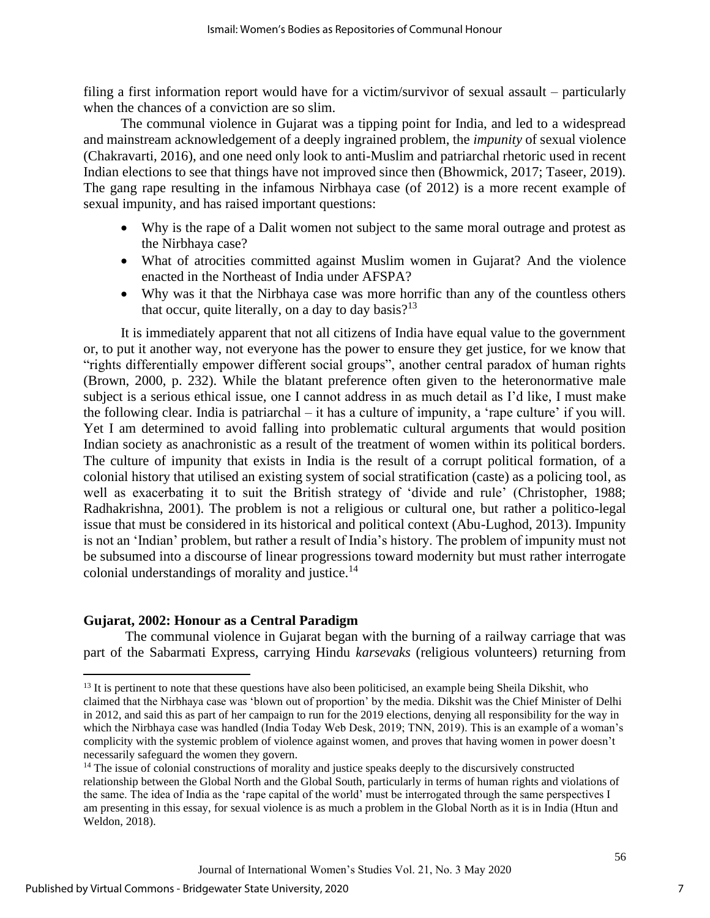filing a first information report would have for a victim/survivor of sexual assault – particularly when the chances of a conviction are so slim.

The communal violence in Gujarat was a tipping point for India, and led to a widespread and mainstream acknowledgement of a deeply ingrained problem, the *impunity* of sexual violence (Chakravarti, 2016), and one need only look to anti-Muslim and patriarchal rhetoric used in recent Indian elections to see that things have not improved since then (Bhowmick, 2017; Taseer, 2019). The gang rape resulting in the infamous Nirbhaya case (of 2012) is a more recent example of sexual impunity, and has raised important questions:

- Why is the rape of a Dalit women not subject to the same moral outrage and protest as the Nirbhaya case?
- What of atrocities committed against Muslim women in Gujarat? And the violence enacted in the Northeast of India under AFSPA?
- Why was it that the Nirbhaya case was more horrific than any of the countless others that occur, quite literally, on a day to day basis?[13]

It is immediately apparent that not all citizens of India have equal value to the government or, to put it another way, not everyone has the power to ensure they get justice, for we know that "rights differentially empower different social groups", another central paradox of human rights (Brown, 2000, p. 232). While the blatant preference often given to the heteronormative male subject is a serious ethical issue, one I cannot address in as much detail as I'd like, I must make the following clear. India is patriarchal – it has a culture of impunity, a 'rape culture' if you will. Yet I am determined to avoid falling into problematic cultural arguments that would position Indian society as anachronistic as a result of the treatment of women within its political borders. The culture of impunity that exists in India is the result of a corrupt political formation, of a colonial history that utilised an existing system of social stratification (caste) as a policing tool, as well as exacerbating it to suit the British strategy of 'divide and rule' (Christopher, 1988; Radhakrishna, 2001). The problem is not a religious or cultural one, but rather a politico-legal issue that must be considered in its historical and political context (Abu-Lughod, 2013). Impunity is not an 'Indian' problem, but rather a result of India's history. The problem of impunity must not be subsumed into a discourse of linear progressions toward modernity but must rather interrogate colonial understandings of morality and justice.[14]

## Gujarat, 2002: Honour as a Central Paradigm

The communal violence in Gujarat began with the burning of a railway carriage that was part of the Sabarmati Express, carrying Hindu *karsevaks* (religious volunteers) returning from

---

[13] It is pertinent to note that these questions have also been politicised, an example being Sheila Dikshit, who claimed that the Nirbhaya case was 'blown out of proportion' by the media. Dikshit was the Chief Minister of Delhi in 2012, and said this as part of her campaign to run for the 2019 elections, denying all responsibility for the way in which the Nirbhaya case was handled (India Today Web Desk, 2019; TNN, 2019). This is an example of a woman's complicity with the systemic problem of violence against women, and proves that having women in power doesn't necessarily safeguard the women they govern.

[14] The issue of colonial constructions of morality and justice speaks deeply to the discursively constructed relationship between the Global North and the Global South, particularly in terms of human rights and violations of the same. The idea of India as the 'rape capital of the world' must be interrogated through the same perspectives I am presenting in this essay, for sexual violence is as much a problem in the Global North as it is in India (Htun and Weldon, 2018).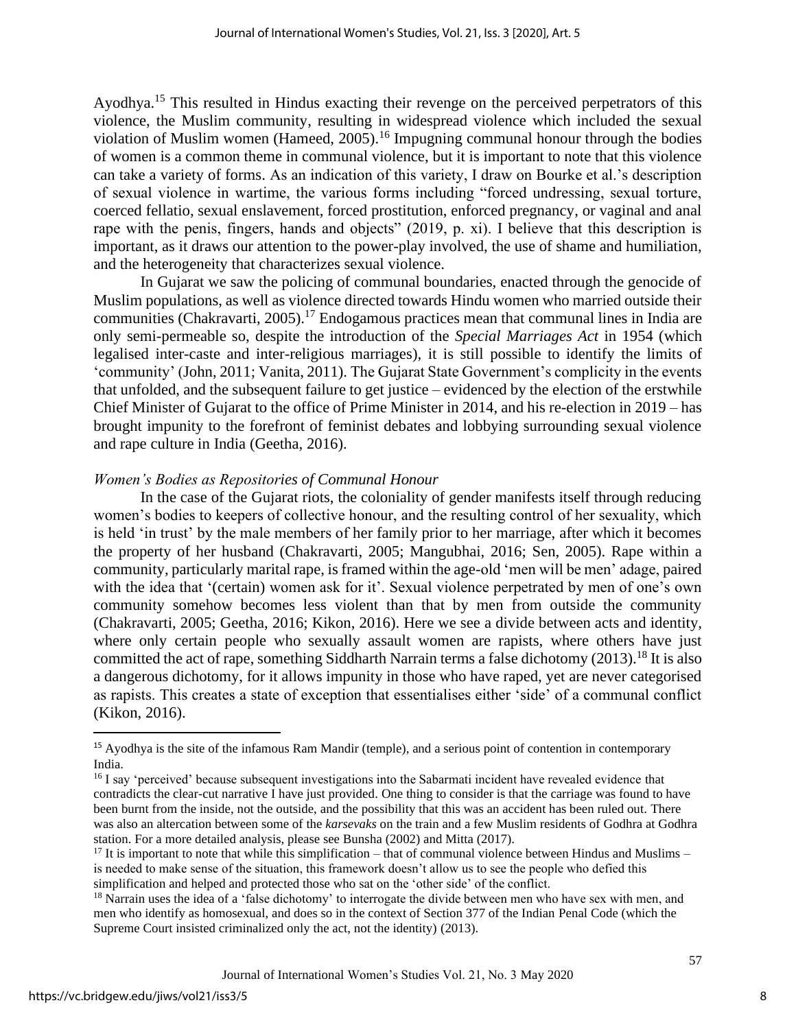Ayodhya.[15] This resulted in Hindus exacting their revenge on the perceived perpetrators of this violence, the Muslim community, resulting in widespread violence which included the sexual violation of Muslim women (Hameed, 2005).[16] Impugning communal honour through the bodies of women is a common theme in communal violence, but it is important to note that this violence can take a variety of forms. As an indication of this variety, I draw on Bourke et al.'s description of sexual violence in wartime, the various forms including "forced undressing, sexual torture, coerced fellatio, sexual enslavement, forced prostitution, enforced pregnancy, or vaginal and anal rape with the penis, fingers, hands and objects" (2019, p. xi). I believe that this description is important, as it draws our attention to the power-play involved, the use of shame and humiliation, and the heterogeneity that characterizes sexual violence.

In Gujarat we saw the policing of communal boundaries, enacted through the genocide of Muslim populations, as well as violence directed towards Hindu women who married outside their communities (Chakravarti, 2005).[17] Endogamous practices mean that communal lines in India are only semi-permeable so, despite the introduction of the *Special Marriages Act* in 1954 (which legalised inter-caste and inter-religious marriages), it is still possible to identify the limits of 'community' (John, 2011; Vanita, 2011). The Gujarat State Government's complicity in the events that unfolded, and the subsequent failure to get justice – evidenced by the election of the erstwhile Chief Minister of Gujarat to the office of Prime Minister in 2014, and his re-election in 2019 – has brought impunity to the forefront of feminist debates and lobbying surrounding sexual violence and rape culture in India (Geetha, 2016).

### *Women's Bodies as Repositories of Communal Honour*

In the case of the Gujarat riots, the coloniality of gender manifests itself through reducing women's bodies to keepers of collective honour, and the resulting control of her sexuality, which is held 'in trust' by the male members of her family prior to her marriage, after which it becomes the property of her husband (Chakravarti, 2005; Mangubhai, 2016; Sen, 2005). Rape within a community, particularly marital rape, is framed within the age-old 'men will be men' adage, paired with the idea that '(certain) women ask for it'. Sexual violence perpetrated by men of one's own community somehow becomes less violent than that by men from outside the community (Chakravarti, 2005; Geetha, 2016; Kikon, 2016). Here we see a divide between acts and identity, where only certain people who sexually assault women are rapists, where others have just committed the act of rape, something Siddharth Narrain terms a false dichotomy (2013).[18] It is also a dangerous dichotomy, for it allows impunity in those who have raped, yet are never categorised as rapists. This creates a state of exception that essentialises either 'side' of a communal conflict (Kikon, 2016).

---

[15] Ayodhya is the site of the infamous Ram Mandir (temple), and a serious point of contention in contemporary India.

[16] I say 'perceived' because subsequent investigations into the Sabarmati incident have revealed evidence that contradicts the clear-cut narrative I have just provided. One thing to consider is that the carriage was found to have been burnt from the inside, not the outside, and the possibility that this was an accident has been ruled out. There was also an altercation between some of the *karsevaks* on the train and a few Muslim residents of Godhra at Godhra station. For a more detailed analysis, please see Bunsha (2002) and Mitta (2017).

[17] It is important to note that while this simplification – that of communal violence between Hindus and Muslims – is needed to make sense of the situation, this framework doesn't allow us to see the people who defied this simplification and helped and protected those who sat on the 'other side' of the conflict.

[18] Narrain uses the idea of a 'false dichotomy' to interrogate the divide between men who have sex with men, and men who identify as homosexual, and does so in the context of Section 377 of the Indian Penal Code (which the Supreme Court insisted criminalized only the act, not the identity) (2013).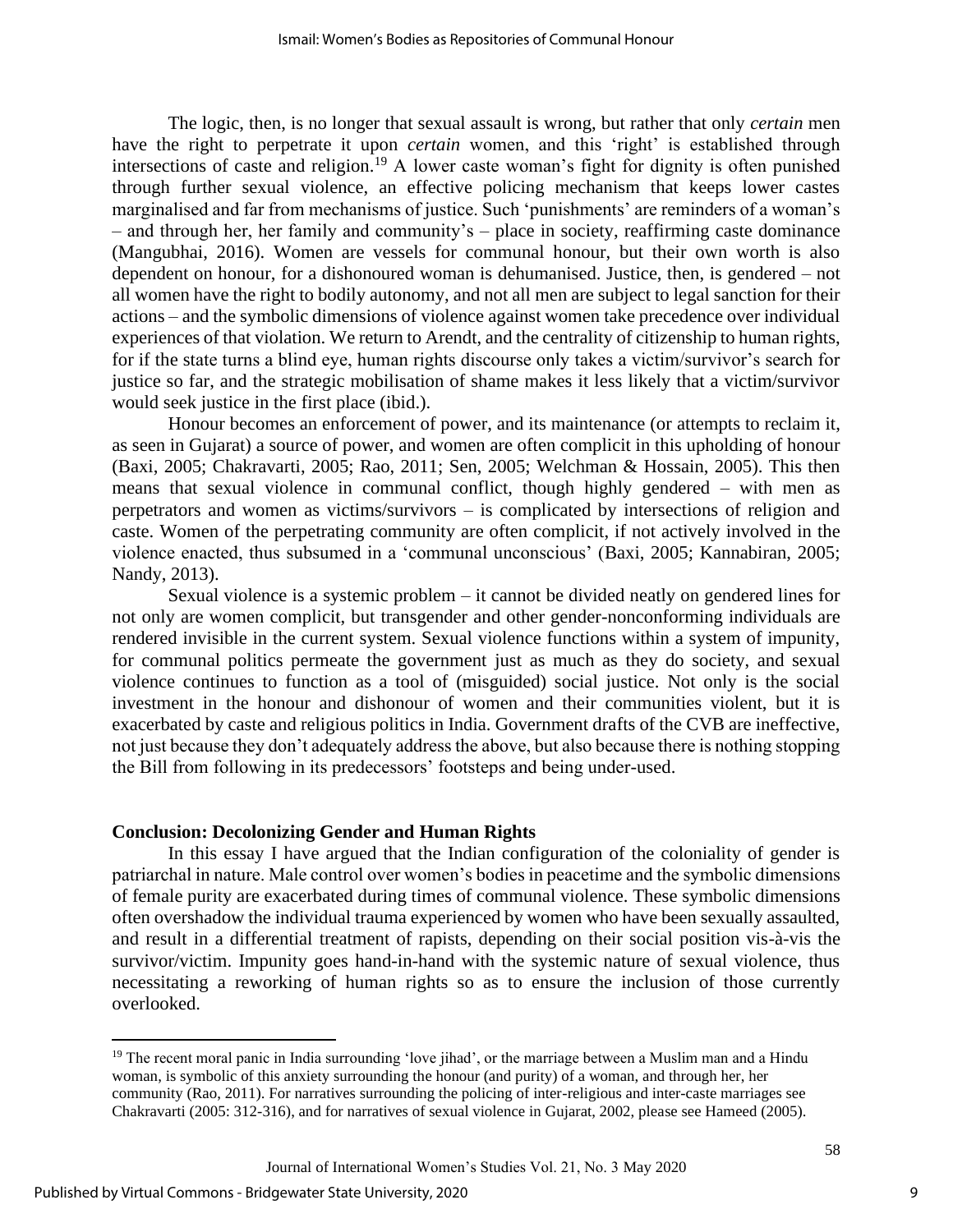The logic, then, is no longer that sexual assault is wrong, but rather that only *certain* men have the right to perpetrate it upon *certain* women, and this 'right' is established through intersections of caste and religion.[19] A lower caste woman's fight for dignity is often punished through further sexual violence, an effective policing mechanism that keeps lower castes marginalised and far from mechanisms of justice. Such 'punishments' are reminders of a woman's – and through her, her family and community's – place in society, reaffirming caste dominance (Mangubhai, 2016). Women are vessels for communal honour, but their own worth is also dependent on honour, for a dishonoured woman is dehumanised. Justice, then, is gendered – not all women have the right to bodily autonomy, and not all men are subject to legal sanction for their actions – and the symbolic dimensions of violence against women take precedence over individual experiences of that violation. We return to Arendt, and the centrality of citizenship to human rights, for if the state turns a blind eye, human rights discourse only takes a victim/survivor's search for justice so far, and the strategic mobilisation of shame makes it less likely that a victim/survivor would seek justice in the first place (ibid.).

Honour becomes an enforcement of power, and its maintenance (or attempts to reclaim it, as seen in Gujarat) a source of power, and women are often complicit in this upholding of honour (Baxi, 2005; Chakravarti, 2005; Rao, 2011; Sen, 2005; Welchman & Hossain, 2005). This then means that sexual violence in communal conflict, though highly gendered – with men as perpetrators and women as victims/survivors – is complicated by intersections of religion and caste. Women of the perpetrating community are often complicit, if not actively involved in the violence enacted, thus subsumed in a 'communal unconscious' (Baxi, 2005; Kannabiran, 2005; Nandy, 2013).

Sexual violence is a systemic problem – it cannot be divided neatly on gendered lines for not only are women complicit, but transgender and other gender-nonconforming individuals are rendered invisible in the current system. Sexual violence functions within a system of impunity, for communal politics permeate the government just as much as they do society, and sexual violence continues to function as a tool of (misguided) social justice. Not only is the social investment in the honour and dishonour of women and their communities violent, but it is exacerbated by caste and religious politics in India. Government drafts of the CVB are ineffective, not just because they don't adequately address the above, but also because there is nothing stopping the Bill from following in its predecessors' footsteps and being under-used.

## Conclusion: Decolonizing Gender and Human Rights

In this essay I have argued that the Indian configuration of the coloniality of gender is patriarchal in nature. Male control over women's bodies in peacetime and the symbolic dimensions of female purity are exacerbated during times of communal violence. These symbolic dimensions often overshadow the individual trauma experienced by women who have been sexually assaulted, and result in a differential treatment of rapists, depending on their social position vis-à-vis the survivor/victim. Impunity goes hand-in-hand with the systemic nature of sexual violence, thus necessitating a reworking of human rights so as to ensure the inclusion of those currently overlooked.

---

[19] The recent moral panic in India surrounding 'love jihad', or the marriage between a Muslim man and a Hindu woman, is symbolic of this anxiety surrounding the honour (and purity) of a woman, and through her, her community (Rao, 2011). For narratives surrounding the policing of inter-religious and inter-caste marriages see Chakravarti (2005: 312-316), and for narratives of sexual violence in Gujarat, 2002, please see Hameed (2005).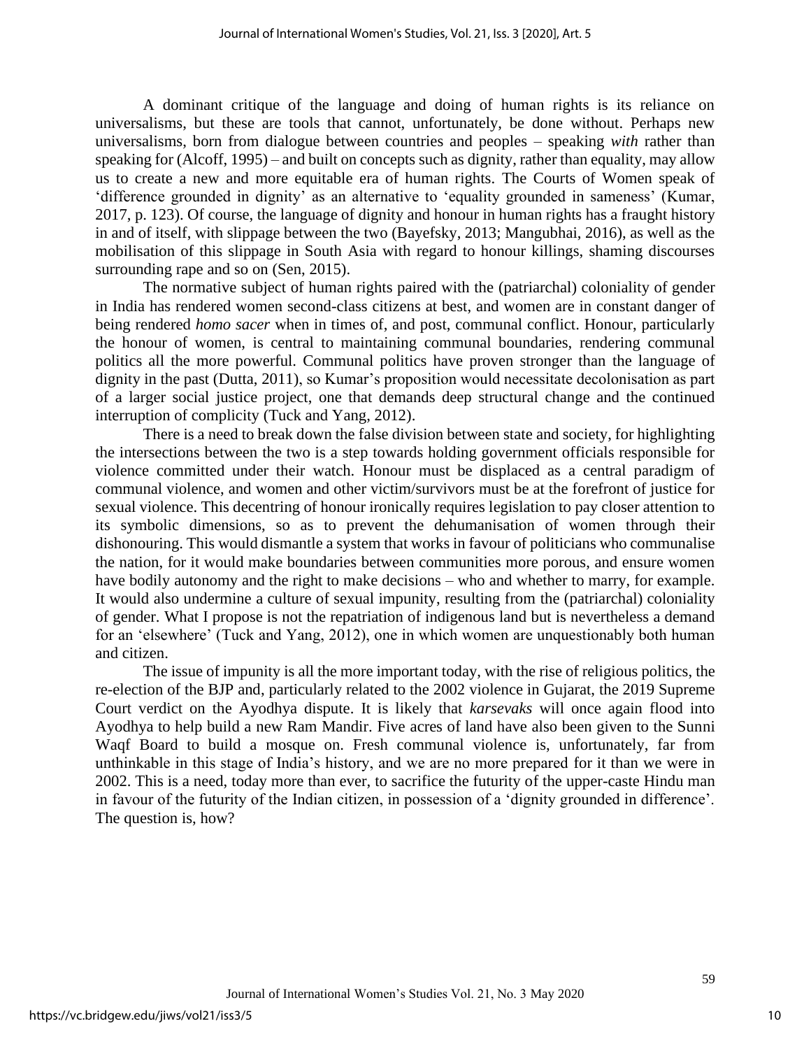A dominant critique of the language and doing of human rights is its reliance on universalisms, but these are tools that cannot, unfortunately, be done without. Perhaps new universalisms, born from dialogue between countries and peoples – speaking *with* rather than speaking for (Alcoff, 1995) – and built on concepts such as dignity, rather than equality, may allow us to create a new and more equitable era of human rights. The Courts of Women speak of 'difference grounded in dignity' as an alternative to 'equality grounded in sameness' (Kumar, 2017, p. 123). Of course, the language of dignity and honour in human rights has a fraught history in and of itself, with slippage between the two (Bayefsky, 2013; Mangubhai, 2016), as well as the mobilisation of this slippage in South Asia with regard to honour killings, shaming discourses surrounding rape and so on (Sen, 2015).

The normative subject of human rights paired with the (patriarchal) coloniality of gender in India has rendered women second-class citizens at best, and women are in constant danger of being rendered *homo sacer* when in times of, and post, communal conflict. Honour, particularly the honour of women, is central to maintaining communal boundaries, rendering communal politics all the more powerful. Communal politics have proven stronger than the language of dignity in the past (Dutta, 2011), so Kumar's proposition would necessitate decolonisation as part of a larger social justice project, one that demands deep structural change and the continued interruption of complicity (Tuck and Yang, 2012).

There is a need to break down the false division between state and society, for highlighting the intersections between the two is a step towards holding government officials responsible for violence committed under their watch. Honour must be displaced as a central paradigm of communal violence, and women and other victim/survivors must be at the forefront of justice for sexual violence. This decentring of honour ironically requires legislation to pay closer attention to its symbolic dimensions, so as to prevent the dehumanisation of women through their dishonouring. This would dismantle a system that works in favour of politicians who communalise the nation, for it would make boundaries between communities more porous, and ensure women have bodily autonomy and the right to make decisions – who and whether to marry, for example. It would also undermine a culture of sexual impunity, resulting from the (patriarchal) coloniality of gender. What I propose is not the repatriation of indigenous land but is nevertheless a demand for an 'elsewhere' (Tuck and Yang, 2012), one in which women are unquestionably both human and citizen.

The issue of impunity is all the more important today, with the rise of religious politics, the re-election of the BJP and, particularly related to the 2002 violence in Gujarat, the 2019 Supreme Court verdict on the Ayodhya dispute. It is likely that *karsevaks* will once again flood into Ayodhya to help build a new Ram Mandir. Five acres of land have also been given to the Sunni Waqf Board to build a mosque on. Fresh communal violence is, unfortunately, far from unthinkable in this stage of India's history, and we are no more prepared for it than we were in 2002. This is a need, today more than ever, to sacrifice the futurity of the upper-caste Hindu man in favour of the futurity of the Indian citizen, in possession of a 'dignity grounded in difference'. The question is, how?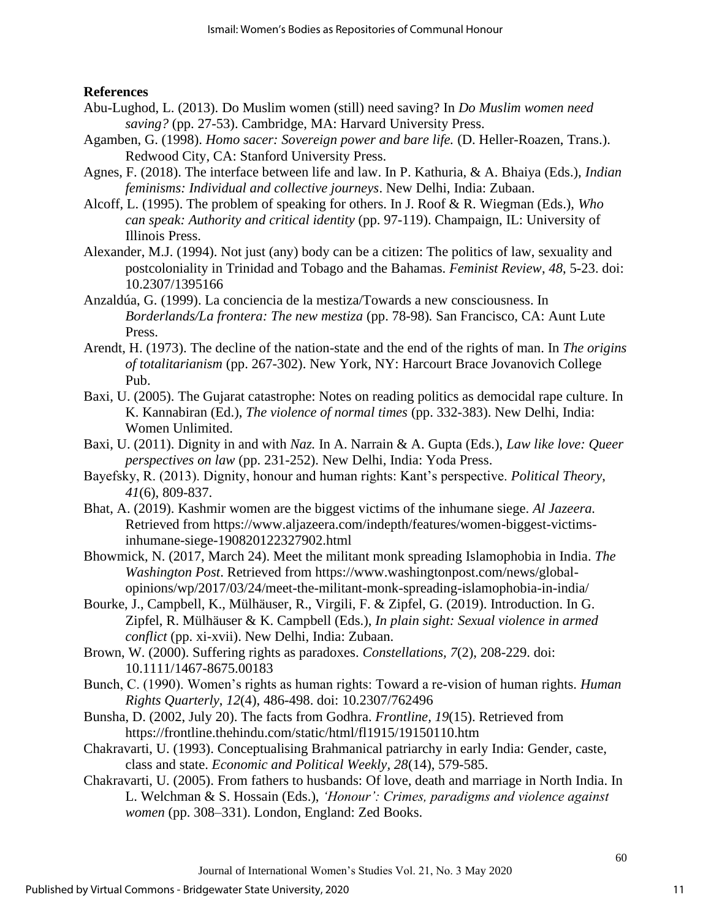**References**

Abu-Lughod, L. (2013). Do Muslim women (still) need saving? In *Do Muslim women need saving?* (pp. 27-53). Cambridge, MA: Harvard University Press.

Agamben, G. (1998). *Homo sacer: Sovereign power and bare life.* (D. Heller-Roazen, Trans.). Redwood City, CA: Stanford University Press.

Agnes, F. (2018). The interface between life and law. In P. Kathuria, & A. Bhaiya (Eds.), *Indian feminisms: Individual and collective journeys*. New Delhi, India: Zubaan.

Alcoff, L. (1995). The problem of speaking for others. In J. Roof & R. Wiegman (Eds.), *Who can speak: Authority and critical identity* (pp. 97-119). Champaign, IL: University of Illinois Press.

Alexander, M.J. (1994). Not just (any) body can be a citizen: The politics of law, sexuality and postcoloniality in Trinidad and Tobago and the Bahamas. *Feminist Review*, *48*, 5-23. doi: 10.2307/1395166

Anzaldúa, G. (1999). La conciencia de la mestiza/Towards a new consciousness. In *Borderlands/La frontera: The new mestiza* (pp. 78-98)*.* San Francisco, CA: Aunt Lute Press.

Arendt, H. (1973). The decline of the nation-state and the end of the rights of man. In *The origins of totalitarianism* (pp. 267-302). New York, NY: Harcourt Brace Jovanovich College Pub.

Baxi, U. (2005). The Gujarat catastrophe: Notes on reading politics as democidal rape culture. In K. Kannabiran (Ed.), *The violence of normal times* (pp. 332-383). New Delhi, India: Women Unlimited.

Baxi, U. (2011). Dignity in and with *Naz.* In A. Narrain & A. Gupta (Eds.), *Law like love: Queer perspectives on law* (pp. 231-252). New Delhi, India: Yoda Press.

Bayefsky, R. (2013). Dignity, honour and human rights: Kant's perspective. *Political Theory*, *41*(6), 809-837.

Bhat, A. (2019). Kashmir women are the biggest victims of the inhumane siege. *Al Jazeera.* Retrieved from https://www.aljazeera.com/indepth/features/women-biggest-victims-inhumane-siege-190820122327902.html

Bhowmick, N. (2017, March 24). Meet the militant monk spreading Islamophobia in India. *The Washington Post*. Retrieved from https://www.washingtonpost.com/news/global-opinions/wp/2017/03/24/meet-the-militant-monk-spreading-islamophobia-in-india/

Bourke, J., Campbell, K., Mülhäuser, R., Virgili, F. & Zipfel, G. (2019). Introduction. In G. Zipfel, R. Mülhäuser & K. Campbell (Eds.), *In plain sight: Sexual violence in armed conflict* (pp. xi-xvii). New Delhi, India: Zubaan.

Brown, W. (2000). Suffering rights as paradoxes. *Constellations*, *7*(2), 208-229. doi: 10.1111/1467-8675.00183

Bunch, C. (1990). Women's rights as human rights: Toward a re-vision of human rights. *Human Rights Quarterly*, *12*(4), 486-498. doi: 10.2307/762496

Bunsha, D. (2002, July 20). The facts from Godhra. *Frontline, 19*(15). Retrieved from https://frontline.thehindu.com/static/html/fl1915/19150110.htm

Chakravarti, U. (1993). Conceptualising Brahmanical patriarchy in early India: Gender, caste, class and state. *Economic and Political Weekly*, *28*(14), 579-585.

Chakravarti, U. (2005). From fathers to husbands: Of love, death and marriage in North India. In L. Welchman & S. Hossain (Eds.), *'Honour': Crimes, paradigms and violence against women* (pp. 308–331). London, England: Zed Books.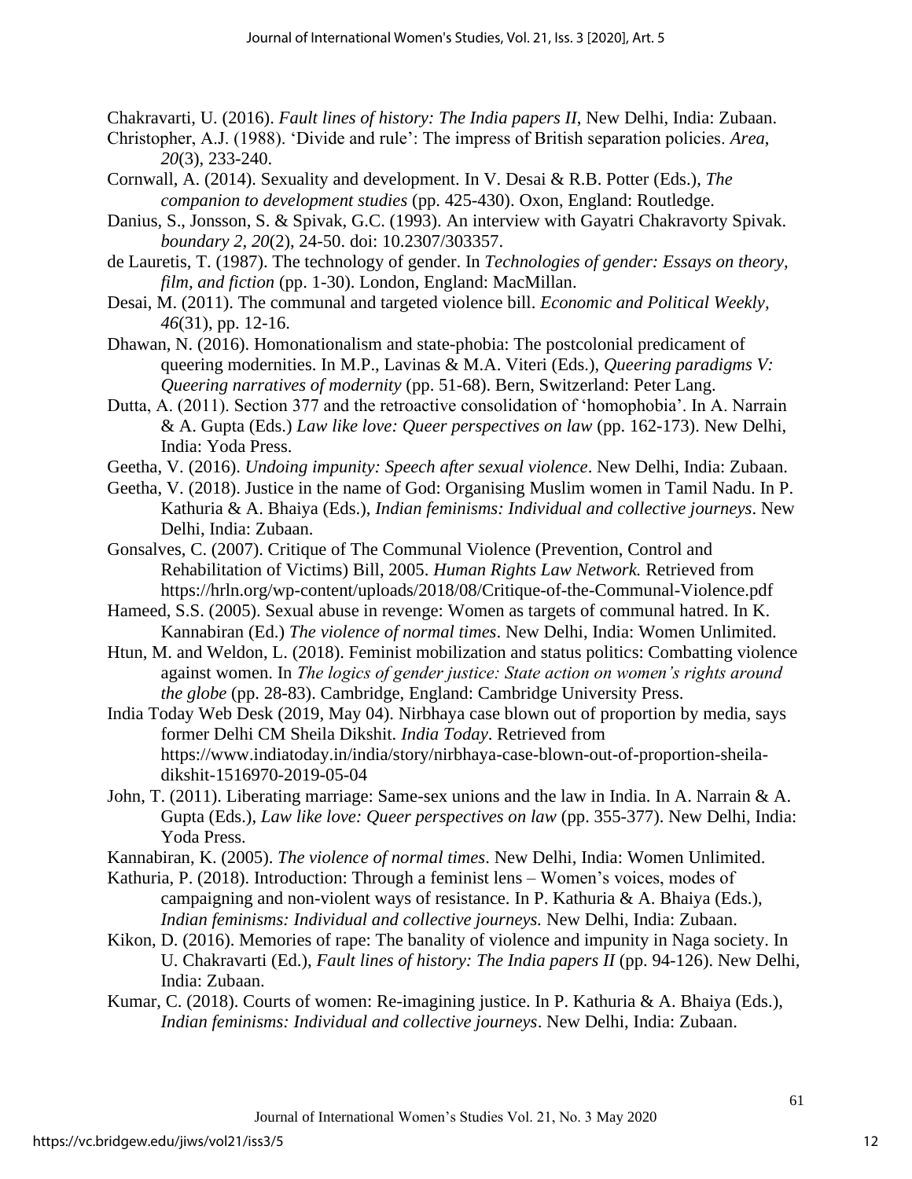Chakravarti, U. (2016). *Fault lines of history: The India papers II*, New Delhi, India: Zubaan.

Christopher, A.J. (1988). 'Divide and rule': The impress of British separation policies. *Area*, *20*(3), 233-240.

Cornwall, A. (2014). Sexuality and development. In V. Desai & R.B. Potter (Eds.), *The companion to development studies* (pp. 425-430). Oxon, England: Routledge.

Danius, S., Jonsson, S. & Spivak, G.C. (1993). An interview with Gayatri Chakravorty Spivak. *boundary 2, 20*(2), 24-50. doi: 10.2307/303357.

de Lauretis, T. (1987). The technology of gender. In *Technologies of gender: Essays on theory, film, and fiction* (pp. 1-30). London, England: MacMillan.

Desai, M. (2011). The communal and targeted violence bill. *Economic and Political Weekly, 46*(31), pp. 12-16.

Dhawan, N. (2016). Homonationalism and state-phobia: The postcolonial predicament of queering modernities. In M.P., Lavinas & M.A. Viteri (Eds.), *Queering paradigms V: Queering narratives of modernity* (pp. 51-68). Bern, Switzerland: Peter Lang.

Dutta, A. (2011). Section 377 and the retroactive consolidation of 'homophobia'. In A. Narrain & A. Gupta (Eds.) *Law like love: Queer perspectives on law* (pp. 162-173). New Delhi, India: Yoda Press.

Geetha, V. (2016). *Undoing impunity: Speech after sexual violence*. New Delhi, India: Zubaan.

Geetha, V. (2018). Justice in the name of God: Organising Muslim women in Tamil Nadu. In P. Kathuria & A. Bhaiya (Eds.), *Indian feminisms: Individual and collective journeys*. New Delhi, India: Zubaan.

Gonsalves, C. (2007). Critique of The Communal Violence (Prevention, Control and Rehabilitation of Victims) Bill, 2005. *Human Rights Law Network.* Retrieved from https://hrln.org/wp-content/uploads/2018/08/Critique-of-the-Communal-Violence.pdf

Hameed, S.S. (2005). Sexual abuse in revenge: Women as targets of communal hatred. In K. Kannabiran (Ed.) *The violence of normal times*. New Delhi, India: Women Unlimited.

Htun, M. and Weldon, L. (2018). Feminist mobilization and status politics: Combatting violence against women. In *The logics of gender justice: State action on women's rights around the globe* (pp. 28-83). Cambridge, England: Cambridge University Press.

India Today Web Desk (2019, May 04). Nirbhaya case blown out of proportion by media, says former Delhi CM Sheila Dikshit. *India Today*. Retrieved from https://www.indiatoday.in/india/story/nirbhaya-case-blown-out-of-proportion-sheila-dikshit-1516970-2019-05-04

John, T. (2011). Liberating marriage: Same-sex unions and the law in India. In A. Narrain & A. Gupta (Eds.), *Law like love: Queer perspectives on law* (pp. 355-377). New Delhi, India: Yoda Press.

Kannabiran, K. (2005). *The violence of normal times*. New Delhi, India: Women Unlimited.

Kathuria, P. (2018). Introduction: Through a feminist lens – Women's voices, modes of campaigning and non-violent ways of resistance. In P. Kathuria & A. Bhaiya (Eds.), *Indian feminisms: Individual and collective journeys.* New Delhi, India: Zubaan.

Kikon, D. (2016). Memories of rape: The banality of violence and impunity in Naga society. In U. Chakravarti (Ed.), *Fault lines of history: The India papers II* (pp. 94-126). New Delhi, India: Zubaan.

Kumar, C. (2018). Courts of women: Re-imagining justice. In P. Kathuria & A. Bhaiya (Eds.), *Indian feminisms: Individual and collective journeys*. New Delhi, India: Zubaan.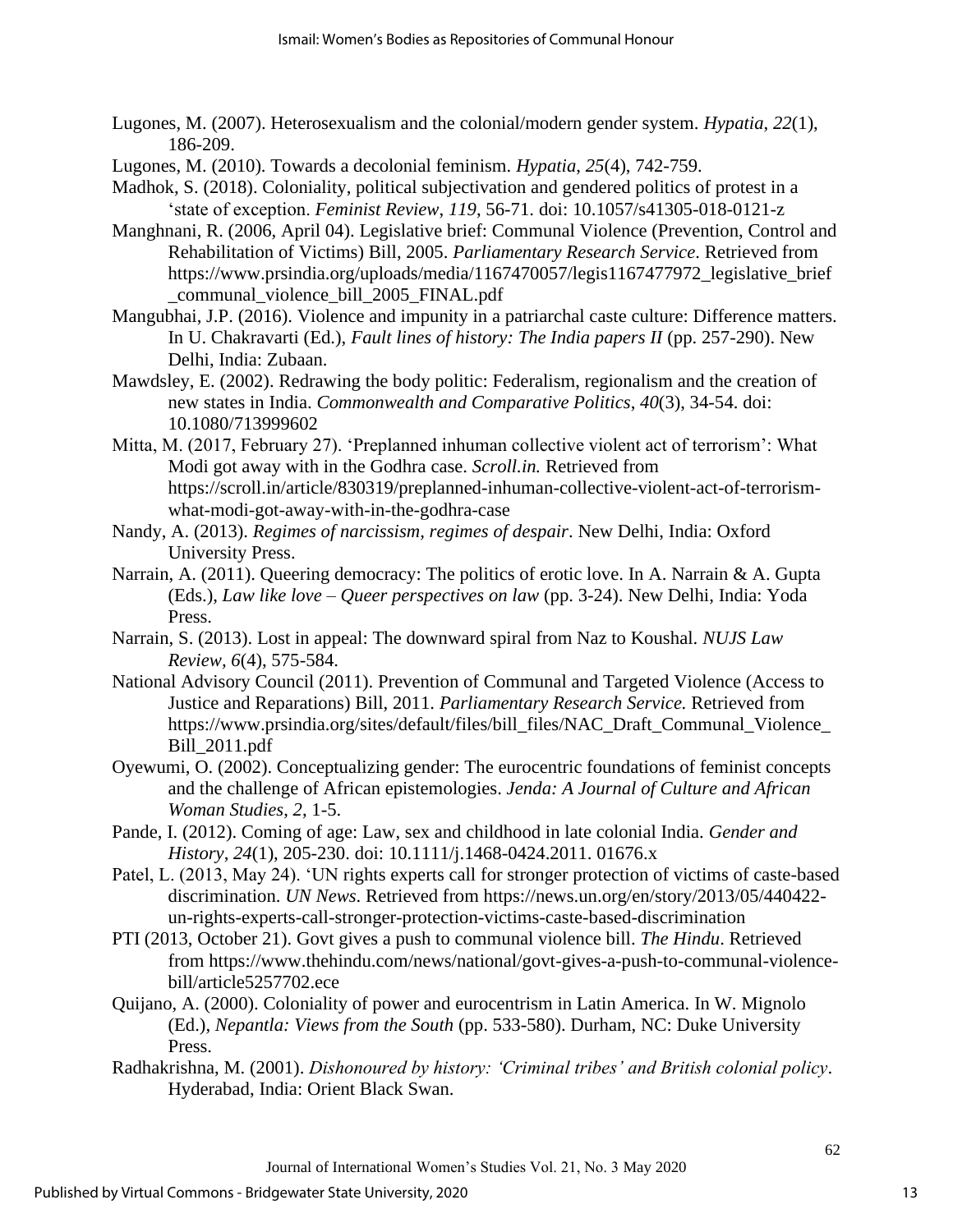Lugones, M. (2007). Heterosexualism and the colonial/modern gender system. *Hypatia*, *22*(1), 186-209.

Lugones, M. (2010). Towards a decolonial feminism. *Hypatia*, *25*(4), 742-759.

Madhok, S. (2018). Coloniality, political subjectivation and gendered politics of protest in a 'state of exception. *Feminist Review*, *119*, 56-71. doi: 10.1057/s41305-018-0121-z

Manghnani, R. (2006, April 04). Legislative brief: Communal Violence (Prevention, Control and Rehabilitation of Victims) Bill, 2005. *Parliamentary Research Service*. Retrieved from https://www.prsindia.org/uploads/media/1167470057/legis1167477972_legislative_brief_communal_violence_bill_2005_FINAL.pdf

Mangubhai, J.P. (2016). Violence and impunity in a patriarchal caste culture: Difference matters. In U. Chakravarti (Ed.), *Fault lines of history: The India papers II* (pp. 257-290). New Delhi, India: Zubaan.

Mawdsley, E. (2002). Redrawing the body politic: Federalism, regionalism and the creation of new states in India. *Commonwealth and Comparative Politics*, *40*(3), 34-54. doi: 10.1080/713999602

Mitta, M. (2017, February 27). 'Preplanned inhuman collective violent act of terrorism': What Modi got away with in the Godhra case. *Scroll.in.* Retrieved from https://scroll.in/article/830319/preplanned-inhuman-collective-violent-act-of-terrorism-what-modi-got-away-with-in-the-godhra-case

Nandy, A. (2013). *Regimes of narcissism, regimes of despair*. New Delhi, India: Oxford University Press.

Narrain, A. (2011). Queering democracy: The politics of erotic love. In A. Narrain & A. Gupta (Eds.), *Law like love – Queer perspectives on law* (pp. 3-24). New Delhi, India: Yoda Press.

Narrain, S. (2013). Lost in appeal: The downward spiral from Naz to Koushal. *NUJS Law Review, 6*(4), 575-584.

National Advisory Council (2011). Prevention of Communal and Targeted Violence (Access to Justice and Reparations) Bill, 2011. *Parliamentary Research Service.* Retrieved from https://www.prsindia.org/sites/default/files/bill_files/NAC_Draft_Communal_Violence_Bill_2011.pdf

Oyewumi, O. (2002). Conceptualizing gender: The eurocentric foundations of feminist concepts and the challenge of African epistemologies. *Jenda: A Journal of Culture and African Woman Studies*, *2*, 1-5.

Pande, I. (2012). Coming of age: Law, sex and childhood in late colonial India. *Gender and History*, *24*(1), 205-230. doi: 10.1111/j.1468-0424.2011. 01676.x

Patel, L. (2013, May 24). 'UN rights experts call for stronger protection of victims of caste-based discrimination. *UN News*. Retrieved from https://news.un.org/en/story/2013/05/440422-un-rights-experts-call-stronger-protection-victims-caste-based-discrimination

PTI (2013, October 21). Govt gives a push to communal violence bill. *The Hindu*. Retrieved from https://www.thehindu.com/news/national/govt-gives-a-push-to-communal-violence-bill/article5257702.ece

Quijano, A. (2000). Coloniality of power and eurocentrism in Latin America. In W. Mignolo (Ed.), *Nepantla: Views from the South* (pp. 533-580). Durham, NC: Duke University Press.

Radhakrishna, M. (2001). *Dishonoured by history: 'Criminal tribes' and British colonial policy*. Hyderabad, India: Orient Black Swan.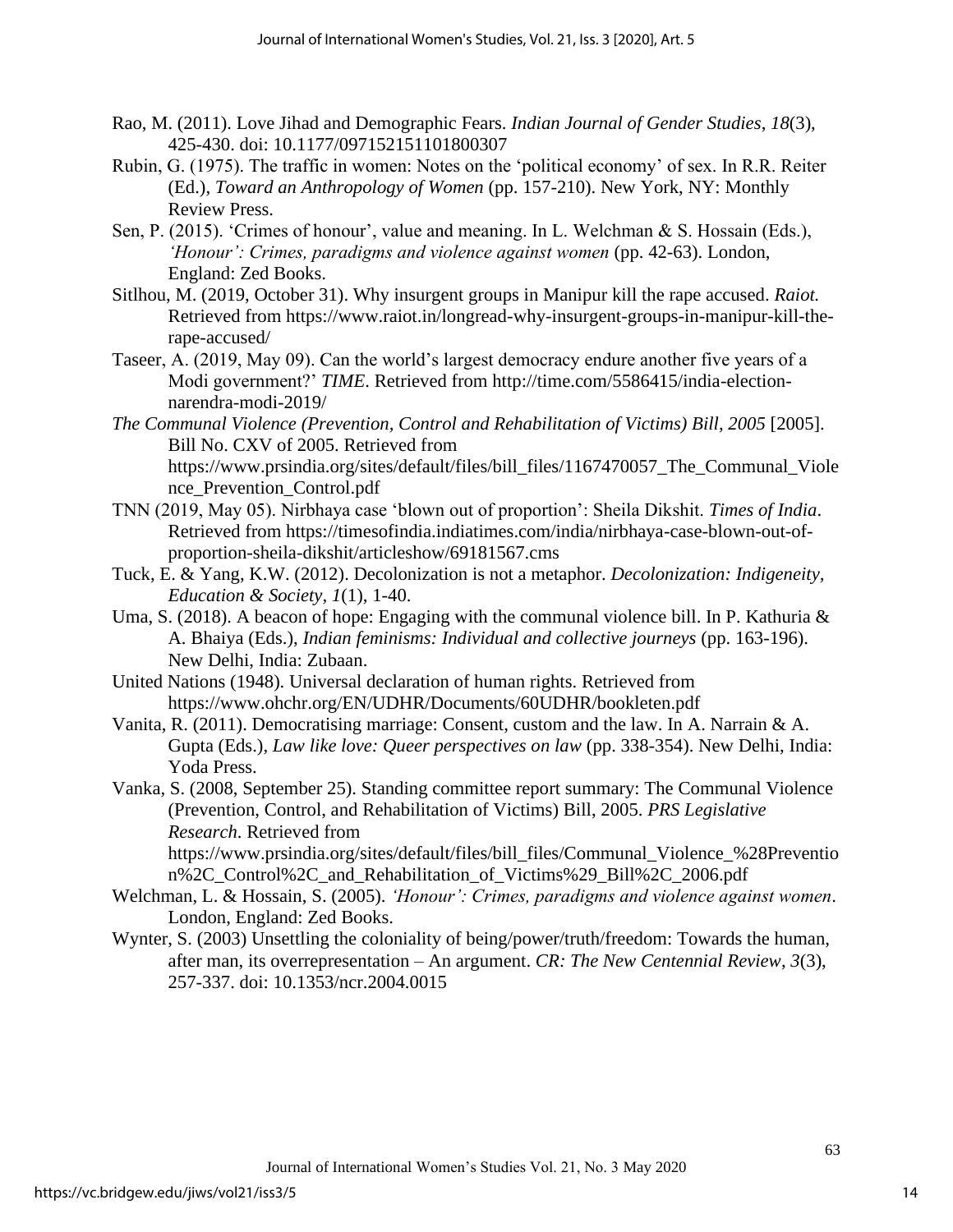Rao, M. (2011). Love Jihad and Demographic Fears. *Indian Journal of Gender Studies*, *18*(3), 425-430. doi: 10.1177/097152151101800307

Rubin, G. (1975). The traffic in women: Notes on the 'political economy' of sex. In R.R. Reiter (Ed.), *Toward an Anthropology of Women* (pp. 157-210). New York, NY: Monthly Review Press.

Sen, P. (2015). 'Crimes of honour', value and meaning. In L. Welchman & S. Hossain (Eds.), *'Honour': Crimes, paradigms and violence against women* (pp. 42-63). London, England: Zed Books.

Sitlhou, M. (2019, October 31). Why insurgent groups in Manipur kill the rape accused. *Raiot.* Retrieved from https://www.raiot.in/longread-why-insurgent-groups-in-manipur-kill-the-rape-accused/

Taseer, A. (2019, May 09). Can the world's largest democracy endure another five years of a Modi government?' *TIME*. Retrieved from http://time.com/5586415/india-election-narendra-modi-2019/

*The Communal Violence (Prevention, Control and Rehabilitation of Victims) Bill, 2005* [2005]. Bill No. CXV of 2005. Retrieved from https://www.prsindia.org/sites/default/files/bill_files/1167470057_The_Communal_Violence_Prevention_Control.pdf

TNN (2019, May 05). Nirbhaya case 'blown out of proportion': Sheila Dikshit. *Times of India*. Retrieved from https://timesofindia.indiatimes.com/india/nirbhaya-case-blown-out-of-proportion-sheila-dikshit/articleshow/69181567.cms

Tuck, E. & Yang, K.W. (2012). Decolonization is not a metaphor. *Decolonization: Indigeneity, Education & Society*, *1*(1), 1-40.

Uma, S. (2018). A beacon of hope: Engaging with the communal violence bill. In P. Kathuria & A. Bhaiya (Eds.), *Indian feminisms: Individual and collective journeys* (pp. 163-196). New Delhi, India: Zubaan.

United Nations (1948). Universal declaration of human rights. Retrieved from https://www.ohchr.org/EN/UDHR/Documents/60UDHR/bookleten.pdf

Vanita, R. (2011). Democratising marriage: Consent, custom and the law. In A. Narrain & A. Gupta (Eds.), *Law like love: Queer perspectives on law* (pp. 338-354). New Delhi, India: Yoda Press.

Vanka, S. (2008, September 25). Standing committee report summary: The Communal Violence (Prevention, Control, and Rehabilitation of Victims) Bill, 2005. *PRS Legislative Research*. Retrieved from https://www.prsindia.org/sites/default/files/bill_files/Communal_Violence_%28Prevention%2C_Control%2C_and_Rehabilitation_of_Victims%29_Bill%2C_2006.pdf

Welchman, L. & Hossain, S. (2005). *'Honour': Crimes, paradigms and violence against women*. London, England: Zed Books.

Wynter, S. (2003) Unsettling the coloniality of being/power/truth/freedom: Towards the human, after man, its overrepresentation – An argument. *CR: The New Centennial Review*, *3*(3), 257-337. doi: 10.1353/ncr.2004.0015